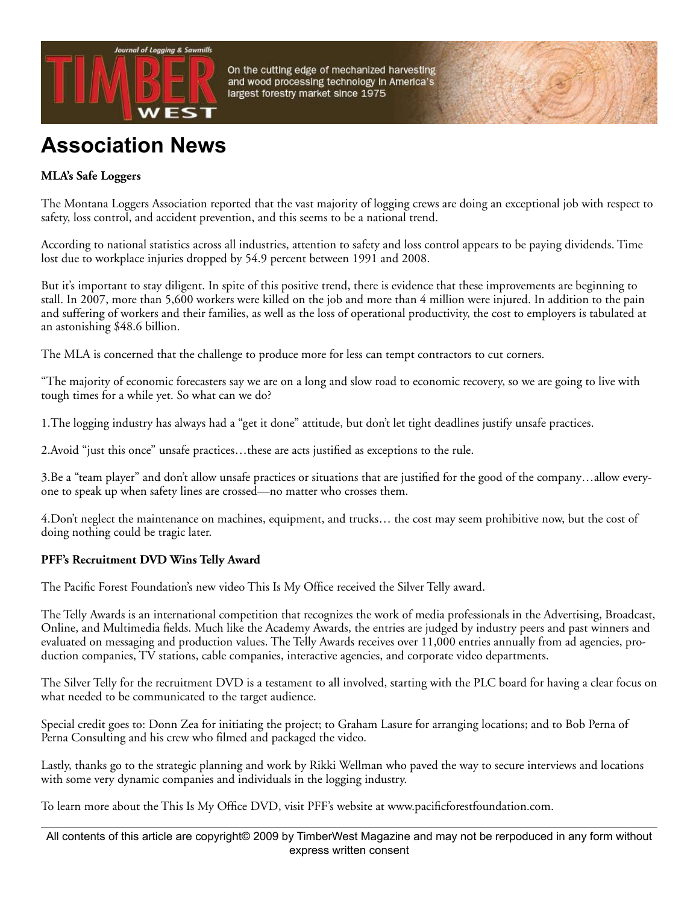# Association News

**MLA's Safe Loggers**

The Montana Loggers Association reported that the vast majority of logging crews are doing an exceptional job with respect to safety, loss control, and accident prevention, and this seems to be a national trend.

According to national statistics across all industries, attention to safety and loss control appears to be paying dividends. Time lost due to workplace injuries dropped by 54.9 percent between 1991 and 2008.

But it's important to stay diligent. In spite of this positive trend, there is evidence that these improvements are beginning to stall. In 2007, more than 5,600 workers were killed on the job and more than 4 million were injured. In addition to the pain and suffering of workers and their families, as well as the loss of operational productivity, the cost to employers is tabulated at an astonishing $48.6 billion.

The MLA is concerned that the challenge to produce more for less can tempt contractors to cut corners.

"The majority of economic forecasters say we are on a long and slow road to economic recovery, so we are going to live with tough times for a while yet. So what can we do?

1.The logging industry has always had a "get it done" attitude, but don't let tight deadlines justify unsafe practices.

2.Avoid "just this once" unsafe practices…these are acts justified as exceptions to the rule.

3.Be a "team player" and don't allow unsafe practices or situations that are justified for the good of the company…allow everyone to speak up when safety lines are crossed—no matter who crosses them.

4.Don't neglect the maintenance on machines, equipment, and trucks… the cost may seem prohibitive now, but the cost of doing nothing could be tragic later.

**PFF's Recruitment DVD Wins Telly Award**

The Pacific Forest Foundation's new video This Is My Office received the Silver Telly award.

The Telly Awards is an international competition that recognizes the work of media professionals in the Advertising, Broadcast, Online, and Multimedia fields. Much like the Academy Awards, the entries are judged by industry peers and past winners and evaluated on messaging and production values. The Telly Awards receives over 11,000 entries annually from ad agencies, production companies, TV stations, cable companies, interactive agencies, and corporate video departments.

The Silver Telly for the recruitment DVD is a testament to all involved, starting with the PLC board for having a clear focus on what needed to be communicated to the target audience.

Special credit goes to: Donn Zea for initiating the project; to Graham Lasure for arranging locations; and to Bob Perna of Perna Consulting and his crew who filmed and packaged the video.

Lastly, thanks go to the strategic planning and work by Rikki Wellman who paved the way to secure interviews and locations with some very dynamic companies and individuals in the logging industry.

To learn more about the This Is My Office DVD, visit PFF's website at www.pacificforestfoundation.com.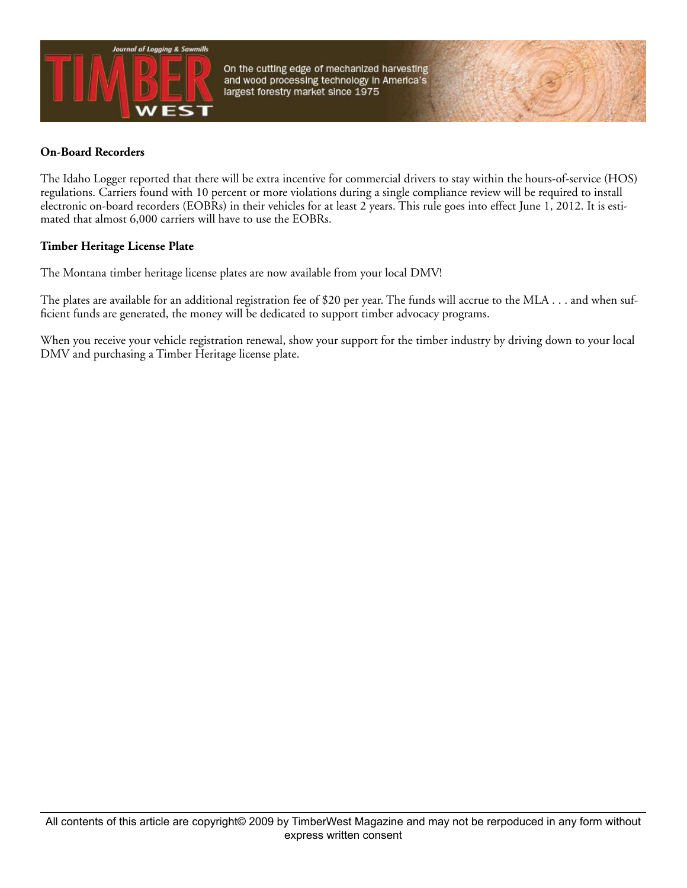### On-Board Recorders

The Idaho Logger reported that there will be extra incentive for commercial drivers to stay within the hours-of-service (HOS) regulations. Carriers found with 10 percent or more violations during a single compliance review will be required to install electronic on-board recorders (EOBRs) in their vehicles for at least 2 years. This rule goes into effect June 1, 2012. It is estimated that almost 6,000 carriers will have to use the EOBRs.

### Timber Heritage License Plate

The Montana timber heritage license plates are now available from your local DMV!

The plates are available for an additional registration fee of $20 per year. The funds will accrue to the MLA . . . and when sufficient funds are generated, the money will be dedicated to support timber advocacy programs.

When you receive your vehicle registration renewal, show your support for the timber industry by driving down to your local DMV and purchasing a Timber Heritage license plate.